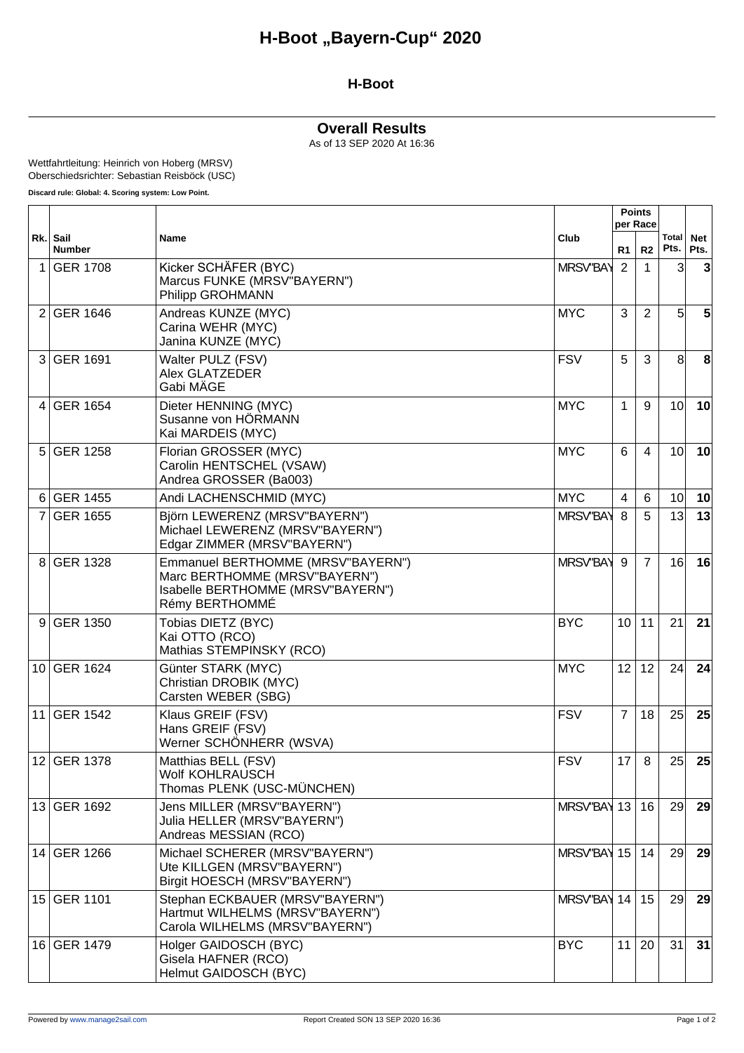# H-Boot „Bayern-Cup“ 2020

## H-Boot

### Overall Results

As of 13 SEP 2020 At 16:36

Wettfahrtleitung: Heinrich von Hoberg (MRSV)
Oberschiedsrichter: Sebastian Reisböck (USC)

**Discard rule: Global: 4. Scoring system: Low Point.**

| Rk. | Sail Number | Name | Club | Points per Race | | Total Pts. | Net Pts. |
|---|---|---|---|---|---|---|---|
| | | | | R1 | R2 | | |
| 1 | GER 1708 | Kicker SCHÄFER (BYC)<br>Marcus FUNKE (MRSV"BAYERN")<br>Philipp GROHMANN | MRSV"BAY | 2 | 1 | 3 | **3** |
| 2 | GER 1646 | Andreas KUNZE (MYC)<br>Carina WEHR (MYC)<br>Janina KUNZE (MYC) | MYC | 3 | 2 | 5 | **5** |
| 3 | GER 1691 | Walter PULZ (FSV)<br>Alex GLATZEDER<br>Gabi MÄGE | FSV | 5 | 3 | 8 | **8** |
| 4 | GER 1654 | Dieter HENNING (MYC)<br>Susanne von HÖRMANN<br>Kai MARDEIS (MYC) | MYC | 1 | 9 | 10 | **10** |
| 5 | GER 1258 | Florian GROSSER (MYC)<br>Carolin HENTSCHEL (VSAW)<br>Andrea GROSSER (Ba003) | MYC | 6 | 4 | 10 | **10** |
| 6 | GER 1455 | Andi LACHENSCHMID (MYC) | MYC | 4 | 6 | 10 | **10** |
| 7 | GER 1655 | Björn LEWERENZ (MRSV"BAYERN")<br>Michael LEWERENZ (MRSV"BAYERN")<br>Edgar ZIMMER (MRSV"BAYERN") | MRSV"BAY | 8 | 5 | 13 | **13** |
| 8 | GER 1328 | Emmanuel BERTHOMME (MRSV"BAYERN")<br>Marc BERTHOMME (MRSV"BAYERN")<br>Isabelle BERTHOMME (MRSV"BAYERN")<br>Rémy BERTHOMMÉ | MRSV"BAY | 9 | 7 | 16 | **16** |
| 9 | GER 1350 | Tobias DIETZ (BYC)<br>Kai OTTO (RCO)<br>Mathias STEMPINSKY (RCO) | BYC | 10 | 11 | 21 | **21** |
| 10 | GER 1624 | Günter STARK (MYC)<br>Christian DROBIK (MYC)<br>Carsten WEBER (SBG) | MYC | 12 | 12 | 24 | **24** |
| 11 | GER 1542 | Klaus GREIF (FSV)<br>Hans GREIF (FSV)<br>Werner SCHÖNHERR (WSVA) | FSV | 7 | 18 | 25 | **25** |
| 12 | GER 1378 | Matthias BELL (FSV)<br>Wolf KOHLRAUSCH<br>Thomas PLENK (USC-MÜNCHEN) | FSV | 17 | 8 | 25 | **25** |
| 13 | GER 1692 | Jens MILLER (MRSV"BAYERN")<br>Julia HELLER (MRSV"BAYERN")<br>Andreas MESSIAN (RCO) | MRSV"BAY | 13 | 16 | 29 | **29** |
| 14 | GER 1266 | Michael SCHERER (MRSV"BAYERN")<br>Ute KILLGEN (MRSV"BAYERN")<br>Birgit HOESCH (MRSV"BAYERN") | MRSV"BAY | 15 | 14 | 29 | **29** |
| 15 | GER 1101 | Stephan ECKBAUER (MRSV"BAYERN")<br>Hartmut WILHELMS (MRSV"BAYERN")<br>Carola WILHELMS (MRSV"BAYERN") | MRSV"BAY | 14 | 15 | 29 | **29** |
| 16 | GER 1479 | Holger GAIDOSCH (BYC)<br>Gisela HAFNER (RCO)<br>Helmut GAIDOSCH (BYC) | BYC | 11 | 20 | 31 | **31** |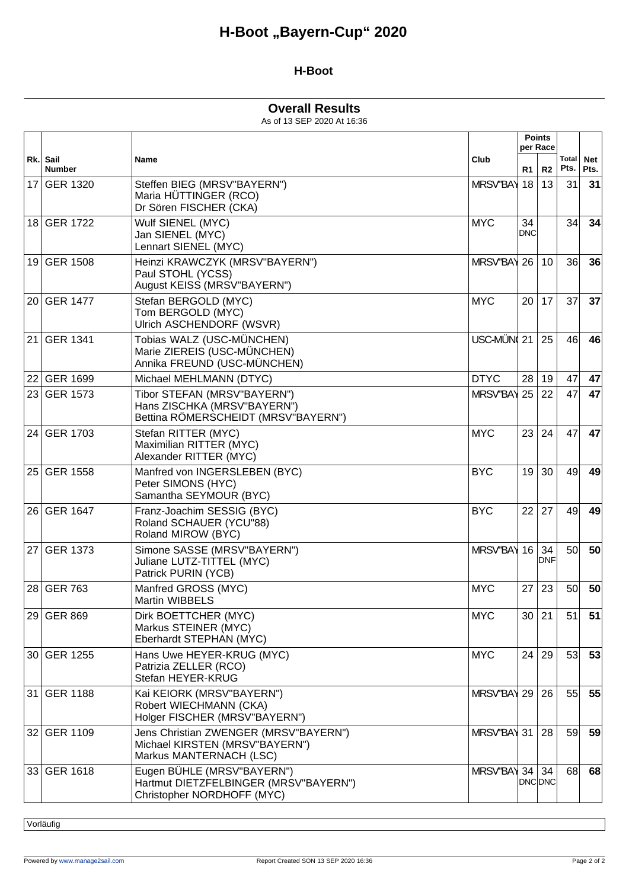# H-Boot „Bayern-Cup" 2020

### H-Boot

## Overall Results

As of 13 SEP 2020 At 16:36

| Rk. | Sail Number | Name | Club | Points per Race R1 | R2 | Total Pts. | Net Pts. |
|---|---|---|---|---|---|---|---|
| 17 | GER 1320 | Steffen BIEG (MRSV"BAYERN")<br>Maria HÜTTINGER (RCO)<br>Dr Sören FISCHER (CKA) | MRSV"BAY | 18 | 13 | 31 | **31** |
| 18 | GER 1722 | Wulf SIENEL (MYC)<br>Jan SIENEL (MYC)<br>Lennart SIENEL (MYC) | MYC | 34 DNC | | 34 | **34** |
| 19 | GER 1508 | Heinzi KRAWCZYK (MRSV"BAYERN")<br>Paul STOHL (YCSS)<br>August KEISS (MRSV"BAYERN") | MRSV"BAY | 26 | 10 | 36 | **36** |
| 20 | GER 1477 | Stefan BERGOLD (MYC)<br>Tom BERGOLD (MYC)<br>Ulrich ASCHENDORF (WSVR) | MYC | 20 | 17 | 37 | **37** |
| 21 | GER 1341 | Tobias WALZ (USC-MÜNCHEN)<br>Marie ZIEREIS (USC-MÜNCHEN)<br>Annika FREUND (USC-MÜNCHEN) | USC-MÜN | 21 | 25 | 46 | **46** |
| 22 | GER 1699 | Michael MEHLMANN (DTYC) | DTYC | 28 | 19 | 47 | **47** |
| 23 | GER 1573 | Tibor STEFAN (MRSV"BAYERN")<br>Hans ZISCHKA (MRSV"BAYERN")<br>Bettina RÖMERSCHEIDT (MRSV"BAYERN") | MRSV"BAY | 25 | 22 | 47 | **47** |
| 24 | GER 1703 | Stefan RITTER (MYC)<br>Maximilian RITTER (MYC)<br>Alexander RITTER (MYC) | MYC | 23 | 24 | 47 | **47** |
| 25 | GER 1558 | Manfred von INGERSLEBEN (BYC)<br>Peter SIMONS (HYC)<br>Samantha SEYMOUR (BYC) | BYC | 19 | 30 | 49 | **49** |
| 26 | GER 1647 | Franz-Joachim SESSIG (BYC)<br>Roland SCHAUER (YCU"88)<br>Roland MIROW (BYC) | BYC | 22 | 27 | 49 | **49** |
| 27 | GER 1373 | Simone SASSE (MRSV"BAYERN")<br>Juliane LUTZ-TITTEL (MYC)<br>Patrick PURIN (YCB) | MRSV"BAY | 16 | 34 DNF | 50 | **50** |
| 28 | GER 763 | Manfred GROSS (MYC)<br>Martin WIBBELS | MYC | 27 | 23 | 50 | **50** |
| 29 | GER 869 | Dirk BOETTCHER (MYC)<br>Markus STEINER (MYC)<br>Eberhardt STEPHAN (MYC) | MYC | 30 | 21 | 51 | **51** |
| 30 | GER 1255 | Hans Uwe HEYER-KRUG (MYC)<br>Patrizia ZELLER (RCO)<br>Stefan HEYER-KRUG | MYC | 24 | 29 | 53 | **53** |
| 31 | GER 1188 | Kai KEIORK (MRSV"BAYERN")<br>Robert WIECHMANN (CKA)<br>Holger FISCHER (MRSV"BAYERN") | MRSV"BAY | 29 | 26 | 55 | **55** |
| 32 | GER 1109 | Jens Christian ZWENGER (MRSV"BAYERN")<br>Michael KIRSTEN (MRSV"BAYERN")<br>Markus MANTERNACH (LSC) | MRSV"BAY | 31 | 28 | 59 | **59** |
| 33 | GER 1618 | Eugen BÜHLE (MRSV"BAYERN")<br>Hartmut DIETZFELBINGER (MRSV"BAYERN")<br>Christopher NORDHOFF (MYC) | MRSV"BAY | 34 DNC | 34 DNC | 68 | **68** |

Vorläufig